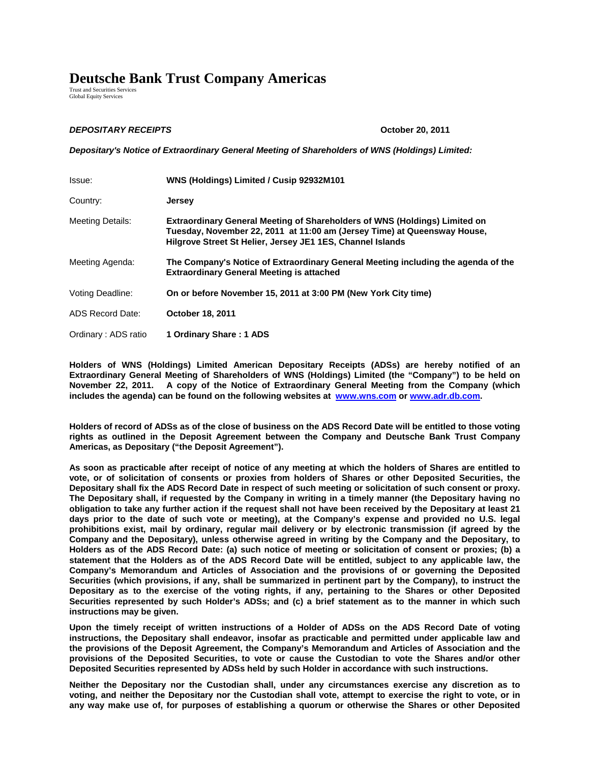# Deutsche Bank Trust Company Americas

Trust and Securities Services
Global Equity Services

***DEPOSITARY RECEIPTS*** **October 20, 2011**

***Depositary's Notice of Extraordinary General Meeting of Shareholders of WNS (Holdings) Limited:***

| | |
|---|---|
| Issue: | **WNS (Holdings) Limited / Cusip 92932M101** |
| Country: | **Jersey** |
| Meeting Details: | **Extraordinary General Meeting of Shareholders of WNS (Holdings) Limited on Tuesday, November 22, 2011 at 11:00 am (Jersey Time) at Queensway House, Hilgrove Street St Helier, Jersey JE1 1ES, Channel Islands** |
| Meeting Agenda: | **The Company's Notice of Extraordinary General Meeting including the agenda of the Extraordinary General Meeting is attached** |
| Voting Deadline: | **On or before November 15, 2011 at 3:00 PM (New York City time)** |
| ADS Record Date: | **October 18, 2011** |
| Ordinary : ADS ratio | **1 Ordinary Share : 1 ADS** |

**Holders of WNS (Holdings) Limited American Depositary Receipts (ADSs) are hereby notified of an Extraordinary General Meeting of Shareholders of WNS (Holdings) Limited (the "Company") to be held on November 22, 2011. A copy of the Notice of Extraordinary General Meeting from the Company (which includes the agenda) can be found on the following websites at www.wns.com or www.adr.db.com.**

**Holders of record of ADSs as of the close of business on the ADS Record Date will be entitled to those voting rights as outlined in the Deposit Agreement between the Company and Deutsche Bank Trust Company Americas, as Depositary ("the Deposit Agreement").**

**As soon as practicable after receipt of notice of any meeting at which the holders of Shares are entitled to vote, or of solicitation of consents or proxies from holders of Shares or other Deposited Securities, the Depositary shall fix the ADS Record Date in respect of such meeting or solicitation of such consent or proxy. The Depositary shall, if requested by the Company in writing in a timely manner (the Depositary having no obligation to take any further action if the request shall not have been received by the Depositary at least 21 days prior to the date of such vote or meeting), at the Company's expense and provided no U.S. legal prohibitions exist, mail by ordinary, regular mail delivery or by electronic transmission (if agreed by the Company and the Depositary), unless otherwise agreed in writing by the Company and the Depositary, to Holders as of the ADS Record Date: (a) such notice of meeting or solicitation of consent or proxies; (b) a statement that the Holders as of the ADS Record Date will be entitled, subject to any applicable law, the Company's Memorandum and Articles of Association and the provisions of or governing the Deposited Securities (which provisions, if any, shall be summarized in pertinent part by the Company), to instruct the Depositary as to the exercise of the voting rights, if any, pertaining to the Shares or other Deposited Securities represented by such Holder's ADSs; and (c) a brief statement as to the manner in which such instructions may be given.**

**Upon the timely receipt of written instructions of a Holder of ADSs on the ADS Record Date of voting instructions, the Depositary shall endeavor, insofar as practicable and permitted under applicable law and the provisions of the Deposit Agreement, the Company's Memorandum and Articles of Association and the provisions of the Deposited Securities, to vote or cause the Custodian to vote the Shares and/or other Deposited Securities represented by ADSs held by such Holder in accordance with such instructions.**

**Neither the Depositary nor the Custodian shall, under any circumstances exercise any discretion as to voting, and neither the Depositary nor the Custodian shall vote, attempt to exercise the right to vote, or in any way make use of, for purposes of establishing a quorum or otherwise the Shares or other Deposited**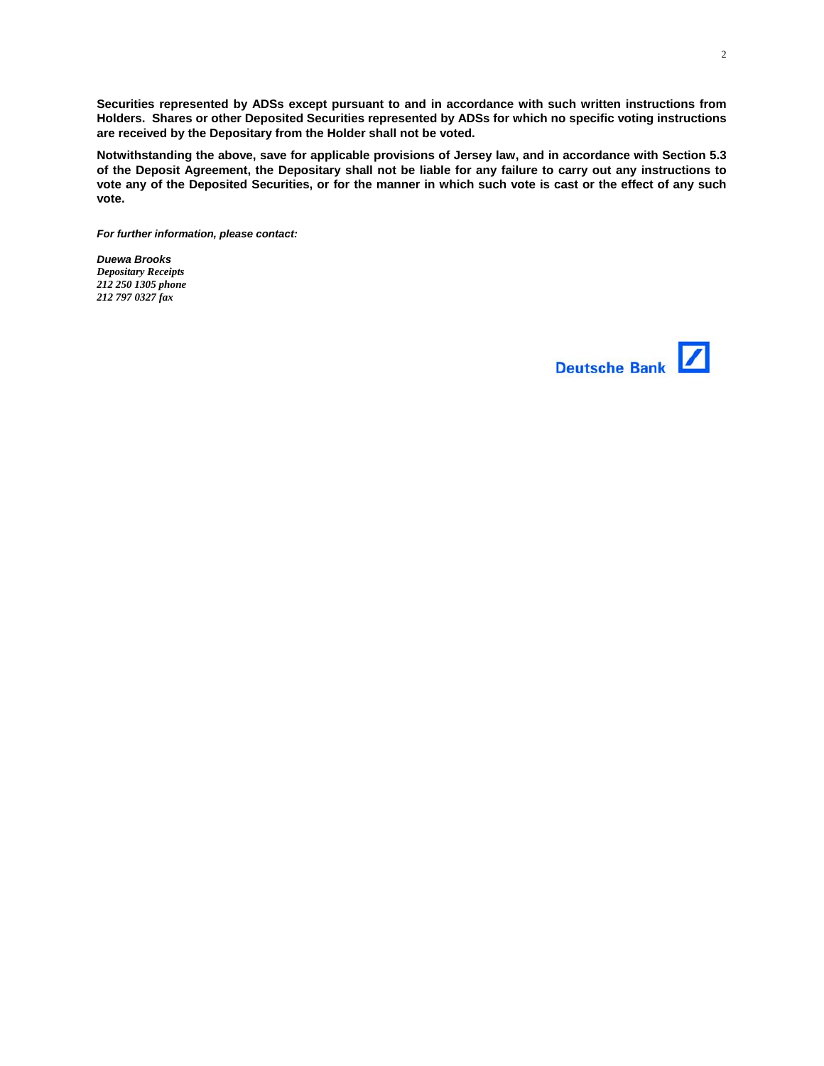**Securities represented by ADSs except pursuant to and in accordance with such written instructions from Holders. Shares or other Deposited Securities represented by ADSs for which no specific voting instructions are received by the Depositary from the Holder shall not be voted.**

**Notwithstanding the above, save for applicable provisions of Jersey law, and in accordance with Section 5.3 of the Deposit Agreement, the Depositary shall not be liable for any failure to carry out any instructions to vote any of the Deposited Securities, or for the manner in which such vote is cast or the effect of any such vote.**

***For further information, please contact:***

***Duewa Brooks***
***Depositary Receipts***
***212 250 1305 phone***
***212 797 0327 fax***

Deutsche Bank